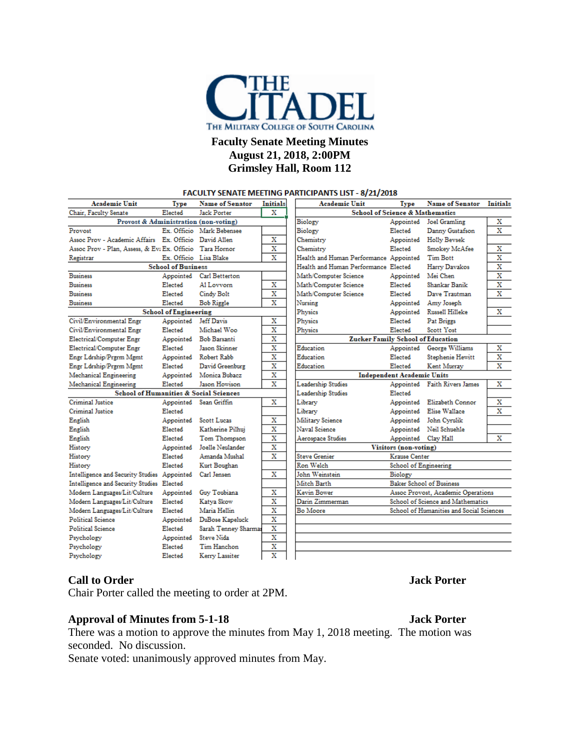# THE CITADEL
THE MILITARY COLLEGE OF SOUTH CAROLINA

**Faculty Senate Meeting Minutes**
**August 21, 2018, 2:00PM**
**Grimsley Hall, Room 112**

**FACULTY SENATE MEETING PARTICIPANTS LIST - 8/21/2018**

| Academic Unit | Type | Name of Senator | Initials |
|---|---|---|---|
| Chair, Faculty Senate | Elected | Jack Porter | X |
| **Provost & Administration (non-voting)** | | | |
| Provost | Ex. Officio | Mark Bebensee | |
| Assoc Prov - Academic Affairs | Ex. Officio | David Allen | X |
| Assoc Prov - Plan, Assess, & Ev. | Ex. Officio | Tara Hornor | X |
| Registrar | Ex. Officio | Lisa Blake | X |
| **School of Business** | | | |
| Business | Appointed | Carl Betterton | |
| Business | Elected | Al Lovvorn | X |
| Business | Elected | Cindy Bolt | X |
| Business | Elected | Bob Riggle | X |
| **School of Engineering** | | | |
| Civil/Environmental Engr | Appointed | Jeff Davis | X |
| Civil/Environmental Engr | Elected | Michael Woo | X |
| Electrical/Computer Engr | Appointed | Bob Barsanti | X |
| Electrical/Computer Engr | Elected | Jason Skinner | X |
| Engr Ldrship/Prgrm Mgmt | Appointed | Robert Rabb | X |
| Engr Ldrship/Prgrm Mgmt | Elected | David Greenburg | X |
| Mechanical Engineering | Appointed | Monica Bubacz | X |
| Mechanical Engineering | Elected | Jason Howison | X |
| **School of Humanities & Social Sciences** | | | |
| Criminal Justice | Appointed | Sean Griffin | X |
| Criminal Justice | Elected | | |
| English | Appointed | Scott Lucas | X |
| English | Elected | Katherine Pilhuj | X |
| English | Elected | Tom Thompson | X |
| History | Appointed | Joelle Neulander | X |
| History | Elected | Amanda Mushal | X |
| History | Elected | Kurt Boughan | |
| Intelligence and Security Studies | Appointed | Carl Jensen | X |
| Intelligence and Security Studies | Elected | | |
| Modern Languages/Lit/Culture | Appointed | Guy Toubiana | X |
| Modern Languages/Lit/Culture | Elected | Katya Skow | X |
| Modern Languages/Lit/Culture | Elected | Maria Hellin | X |
| Political Science | Appointed | DuBose Kapeluck | X |
| Political Science | Elected | Sarah Tenney Sharman | X |
| Psychology | Appointed | Steve Nida | X |
| Psychology | Elected | Tim Hanchon | X |
| Psychology | Elected | Kerry Lassiter | X |

| Academic Unit | Type | Name of Senator | Initials |
|---|---|---|---|
| **School of Science & Mathematics** | | | |
| Biology | Appointed | Joel Gramling | X |
| Biology | Elected | Danny Gustafson | X |
| Chemistry | Appointed | Holly Bevsek | |
| Chemistry | Elected | Smokey McAfee | X |
| Health and Human Performance | Appointed | Tim Bott | X |
| Health and Human Performance | Elected | Harry Davakos | X |
| Math/Computer Science | Appointed | Mei Chen | X |
| Math/Computer Science | Elected | Shankar Banik | X |
| Math/Computer Science | Elected | Dave Trautman | X |
| Nursing | Appointed | Amy Joseph | |
| Physics | Appointed | Russell Hilleke | X |
| Physics | Elected | Pat Briggs | |
| Physics | Elected | Scott Yost | |
| **Zucker Family School of Education** | | | |
| Education | Appointed | George Williams | X |
| Education | Elected | Stephenie Hewitt | X |
| Education | Elected | Kent Murray | X |
| **Independent Academic Units** | | | |
| Leadership Studies | Appointed | Faith Rivers James | X |
| Leadership Studies | Elected | | |
| Library | Appointed | Elizabeth Connor | X |
| Library | Appointed | Elise Wallace | X |
| Military Science | Appointed | John Cyrulik | |
| Naval Science | Appointed | Neil Schuehle | |
| Aerospace Studies | Appointed | Clay Hall | X |
| **Visitors (non-voting)** | | | |
| Steve Grenier | Krause Center | | |
| Ron Welch | School of Engineering | | |
| John Weinstein | Biology | | |
| Mitch Barth | Baker School of Business | | |
| Kevin Bower | Assoc Provost, Academic Operations | | |
| Darin Zimmerman | School of Science and Mathematics | | |
| Bo Moore | School of Humanities and Social Sciences | | |

### Call to Order — Jack Porter

Chair Porter called the meeting to order at 2PM.

### Approval of Minutes from 5-1-18 — Jack Porter

There was a motion to approve the minutes from May 1, 2018 meeting. The motion was seconded. No discussion.

Senate voted: unanimously approved minutes from May.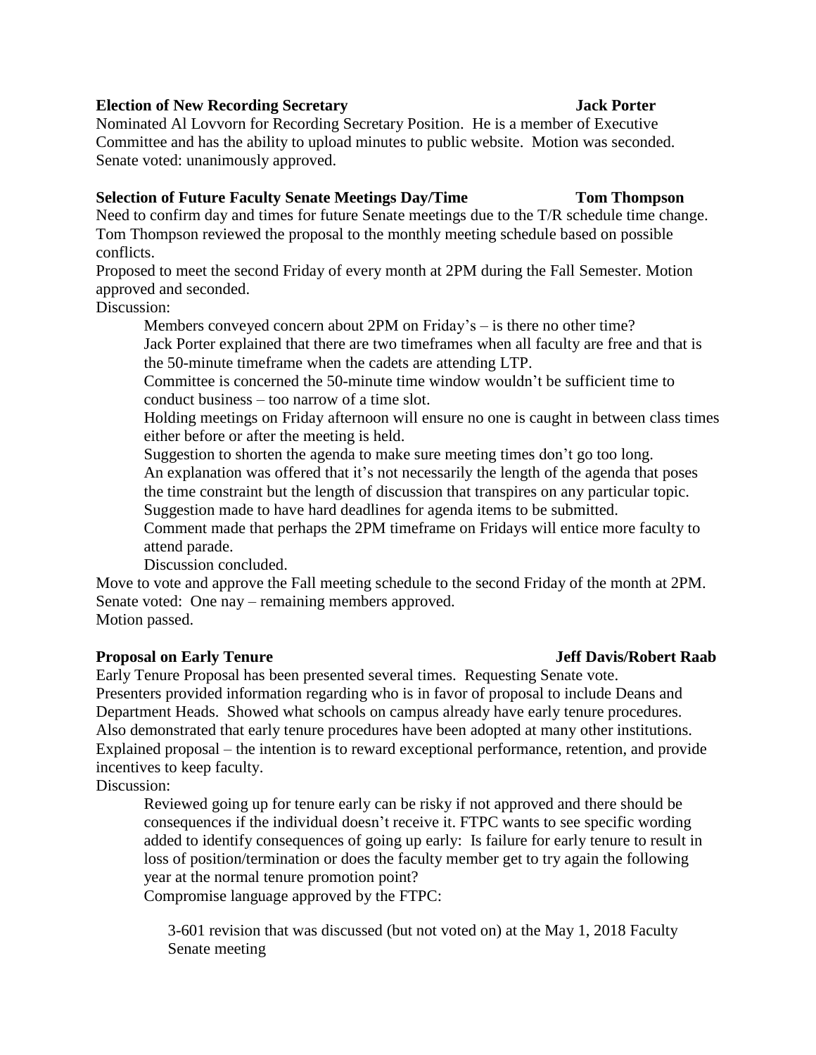**Election of New Recording Secretary** **Jack Porter**

Nominated Al Lovvorn for Recording Secretary Position. He is a member of Executive Committee and has the ability to upload minutes to public website. Motion was seconded. Senate voted: unanimously approved.

**Selection of Future Faculty Senate Meetings Day/Time** **Tom Thompson**

Need to confirm day and times for future Senate meetings due to the T/R schedule time change. Tom Thompson reviewed the proposal to the monthly meeting schedule based on possible conflicts.

Proposed to meet the second Friday of every month at 2PM during the Fall Semester. Motion approved and seconded.

Discussion:

Members conveyed concern about 2PM on Friday's – is there no other time?

Jack Porter explained that there are two timeframes when all faculty are free and that is the 50-minute timeframe when the cadets are attending LTP.

Committee is concerned the 50-minute time window wouldn't be sufficient time to conduct business – too narrow of a time slot.

Holding meetings on Friday afternoon will ensure no one is caught in between class times either before or after the meeting is held.

Suggestion to shorten the agenda to make sure meeting times don't go too long.

An explanation was offered that it's not necessarily the length of the agenda that poses the time constraint but the length of discussion that transpires on any particular topic.

Suggestion made to have hard deadlines for agenda items to be submitted.

Comment made that perhaps the 2PM timeframe on Fridays will entice more faculty to attend parade.

Discussion concluded.

Move to vote and approve the Fall meeting schedule to the second Friday of the month at 2PM. Senate voted: One nay – remaining members approved.

Motion passed.

**Proposal on Early Tenure** **Jeff Davis/Robert Raab**

Early Tenure Proposal has been presented several times. Requesting Senate vote. Presenters provided information regarding who is in favor of proposal to include Deans and Department Heads. Showed what schools on campus already have early tenure procedures. Also demonstrated that early tenure procedures have been adopted at many other institutions. Explained proposal – the intention is to reward exceptional performance, retention, and provide incentives to keep faculty.

Discussion:

Reviewed going up for tenure early can be risky if not approved and there should be consequences if the individual doesn't receive it. FTPC wants to see specific wording added to identify consequences of going up early: Is failure for early tenure to result in loss of position/termination or does the faculty member get to try again the following year at the normal tenure promotion point?

Compromise language approved by the FTPC:

3-601 revision that was discussed (but not voted on) at the May 1, 2018 Faculty Senate meeting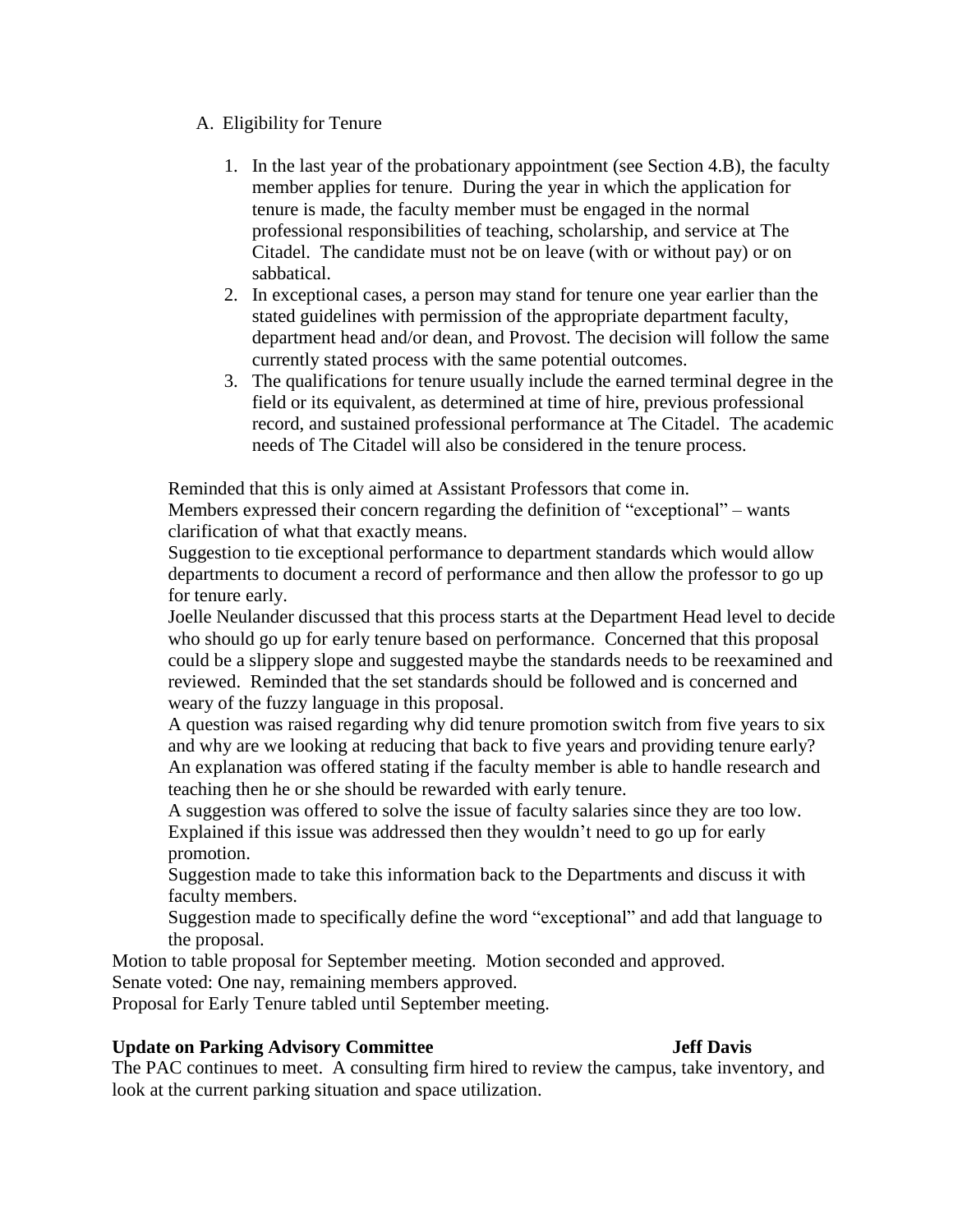A. Eligibility for Tenure

1. In the last year of the probationary appointment (see Section 4.B), the faculty member applies for tenure. During the year in which the application for tenure is made, the faculty member must be engaged in the normal professional responsibilities of teaching, scholarship, and service at The Citadel. The candidate must not be on leave (with or without pay) or on sabbatical.
2. In exceptional cases, a person may stand for tenure one year earlier than the stated guidelines with permission of the appropriate department faculty, department head and/or dean, and Provost. The decision will follow the same currently stated process with the same potential outcomes.
3. The qualifications for tenure usually include the earned terminal degree in the field or its equivalent, as determined at time of hire, previous professional record, and sustained professional performance at The Citadel. The academic needs of The Citadel will also be considered in the tenure process.

Reminded that this is only aimed at Assistant Professors that come in.
Members expressed their concern regarding the definition of "exceptional" – wants clarification of what that exactly means.
Suggestion to tie exceptional performance to department standards which would allow departments to document a record of performance and then allow the professor to go up for tenure early.
Joelle Neulander discussed that this process starts at the Department Head level to decide who should go up for early tenure based on performance. Concerned that this proposal could be a slippery slope and suggested maybe the standards needs to be reexamined and reviewed. Reminded that the set standards should be followed and is concerned and weary of the fuzzy language in this proposal.
A question was raised regarding why did tenure promotion switch from five years to six and why are we looking at reducing that back to five years and providing tenure early?
An explanation was offered stating if the faculty member is able to handle research and teaching then he or she should be rewarded with early tenure.
A suggestion was offered to solve the issue of faculty salaries since they are too low. Explained if this issue was addressed then they wouldn't need to go up for early promotion.
Suggestion made to take this information back to the Departments and discuss it with faculty members.
Suggestion made to specifically define the word "exceptional" and add that language to the proposal.

Motion to table proposal for September meeting. Motion seconded and approved.
Senate voted: One nay, remaining members approved.
Proposal for Early Tenure tabled until September meeting.

**Update on Parking Advisory Committee** **Jeff Davis**

The PAC continues to meet. A consulting firm hired to review the campus, take inventory, and look at the current parking situation and space utilization.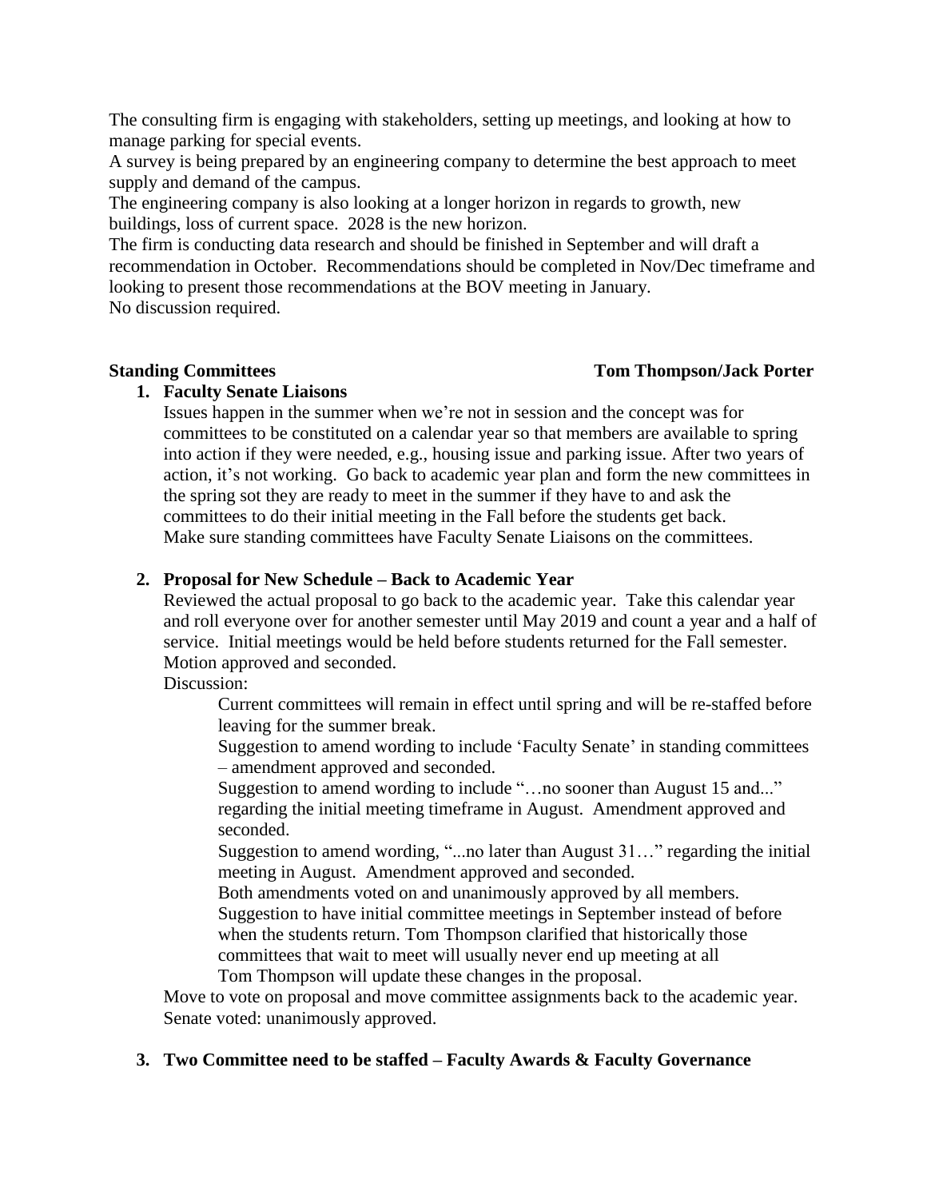The consulting firm is engaging with stakeholders, setting up meetings, and looking at how to manage parking for special events.
A survey is being prepared by an engineering company to determine the best approach to meet supply and demand of the campus.
The engineering company is also looking at a longer horizon in regards to growth, new buildings, loss of current space. 2028 is the new horizon.
The firm is conducting data research and should be finished in September and will draft a recommendation in October. Recommendations should be completed in Nov/Dec timeframe and looking to present those recommendations at the BOV meeting in January.
No discussion required.

**Standing Committees** **Tom Thompson/Jack Porter**

1. **Faculty Senate Liaisons**
   Issues happen in the summer when we're not in session and the concept was for committees to be constituted on a calendar year so that members are available to spring into action if they were needed, e.g., housing issue and parking issue. After two years of action, it's not working. Go back to academic year plan and form the new committees in the spring sot they are ready to meet in the summer if they have to and ask the committees to do their initial meeting in the Fall before the students get back.
   Make sure standing committees have Faculty Senate Liaisons on the committees.

2. **Proposal for New Schedule – Back to Academic Year**
   Reviewed the actual proposal to go back to the academic year. Take this calendar year and roll everyone over for another semester until May 2019 and count a year and a half of service. Initial meetings would be held before students returned for the Fall semester.
   Motion approved and seconded.
   Discussion:
   
   Current committees will remain in effect until spring and will be re-staffed before leaving for the summer break.
   Suggestion to amend wording to include 'Faculty Senate' in standing committees – amendment approved and seconded.
   Suggestion to amend wording to include "…no sooner than August 15 and..." regarding the initial meeting timeframe in August. Amendment approved and seconded.
   Suggestion to amend wording, "...no later than August 31…" regarding the initial meeting in August. Amendment approved and seconded.
   Both amendments voted on and unanimously approved by all members.
   Suggestion to have initial committee meetings in September instead of before when the students return. Tom Thompson clarified that historically those committees that wait to meet will usually never end up meeting at all
   Tom Thompson will update these changes in the proposal.
   
   Move to vote on proposal and move committee assignments back to the academic year.
   Senate voted: unanimously approved.

3. **Two Committee need to be staffed – Faculty Awards & Faculty Governance**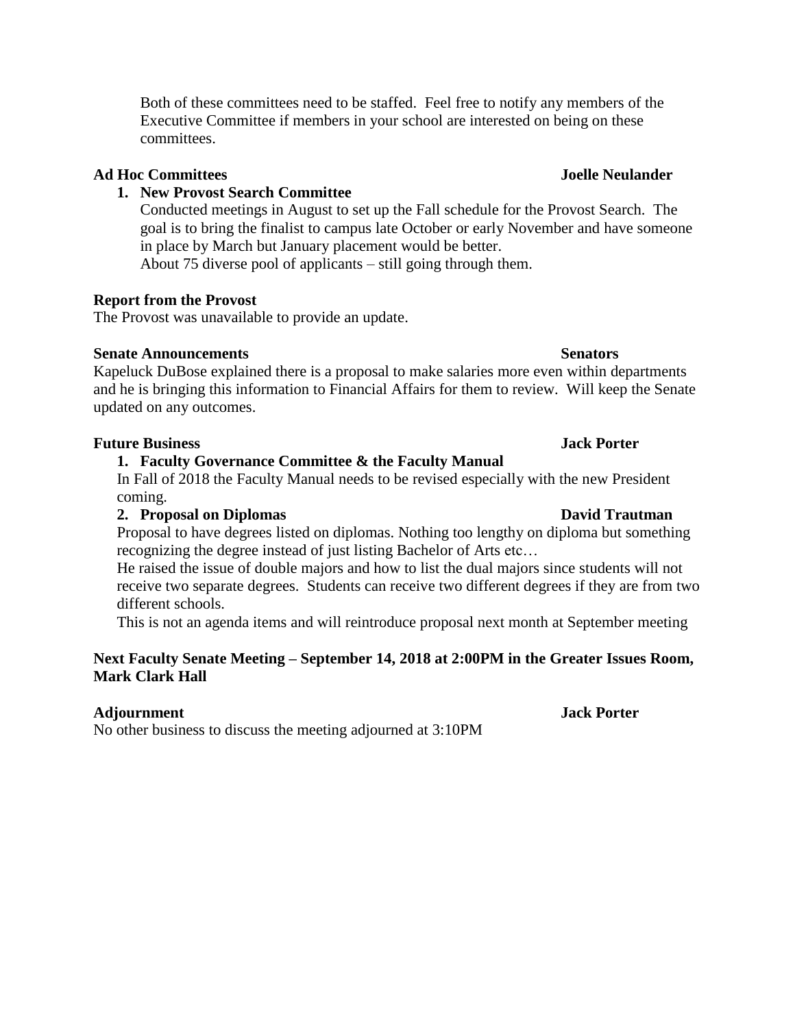Both of these committees need to be staffed. Feel free to notify any members of the Executive Committee if members in your school are interested on being on these committees.

**Ad Hoc Committees** **Joelle Neulander**

1. **New Provost Search Committee**

   Conducted meetings in August to set up the Fall schedule for the Provost Search. The goal is to bring the finalist to campus late October or early November and have someone in place by March but January placement would be better.

   About 75 diverse pool of applicants – still going through them.

**Report from the Provost**

The Provost was unavailable to provide an update.

**Senate Announcements** **Senators**

Kapeluck DuBose explained there is a proposal to make salaries more even within departments and he is bringing this information to Financial Affairs for them to review. Will keep the Senate updated on any outcomes.

**Future Business** **Jack Porter**

1. **Faculty Governance Committee & the Faculty Manual**

   In Fall of 2018 the Faculty Manual needs to be revised especially with the new President coming.

2. **Proposal on Diplomas** **David Trautman**

   Proposal to have degrees listed on diplomas. Nothing too lengthy on diploma but something recognizing the degree instead of just listing Bachelor of Arts etc…

   He raised the issue of double majors and how to list the dual majors since students will not receive two separate degrees. Students can receive two different degrees if they are from two different schools.

   This is not an agenda items and will reintroduce proposal next month at September meeting

**Next Faculty Senate Meeting – September 14, 2018 at 2:00PM in the Greater Issues Room, Mark Clark Hall**

**Adjournment** **Jack Porter**

No other business to discuss the meeting adjourned at 3:10PM